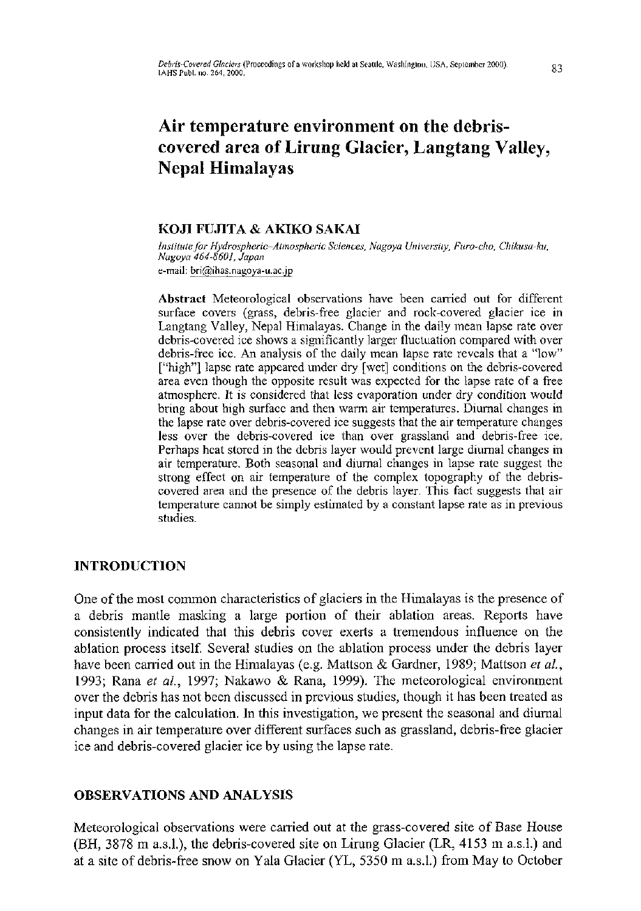# Air temperature environment on the debris-covered area of Lirung Glacier, Langtang Valley, Nepal Himalayas

## KOJI FUJITA & AKIKO SAKAI

*Institute for Hydrospheric–Atmospheric Sciences, Nagoya University, Furo-cho, Chikusa-ku, Nagoya 464-8601, Japan*
e-mail: bri@ihas.nagoya-u.ac.jp

**Abstract** Meteorological observations have been carried out for different surface covers (grass, debris-free glacier and rock-covered glacier ice in Langtang Valley, Nepal Himalayas. Change in the daily mean lapse rate over debris-covered ice shows a significantly larger fluctuation compared with over debris-free ice. An analysis of the daily mean lapse rate reveals that a "low" ["high"] lapse rate appeared under dry [wet] conditions on the debris-covered area even though the opposite result was expected for the lapse rate of a free atmosphere. It is considered that less evaporation under dry condition would bring about high surface and then warm air temperatures. Diurnal changes in the lapse rate over debris-covered ice suggests that the air temperature changes less over the debris-covered ice than over grassland and debris-free ice. Perhaps heat stored in the debris layer would prevent large diurnal changes in air temperature. Both seasonal and diurnal changes in lapse rate suggest the strong effect on air temperature of the complex topography of the debris-covered area and the presence of the debris layer. This fact suggests that air temperature cannot be simply estimated by a constant lapse rate as in previous studies.

## INTRODUCTION

One of the most common characteristics of glaciers in the Himalayas is the presence of a debris mantle masking a large portion of their ablation areas. Reports have consistently indicated that this debris cover exerts a tremendous influence on the ablation process itself. Several studies on the ablation process under the debris layer have been carried out in the Himalayas (e.g. Mattson & Gardner, 1989; Mattson *et al.*, 1993; Rana *et al.*, 1997; Nakawo & Rana, 1999). The meteorological environment over the debris has not been discussed in previous studies, though it has been treated as input data for the calculation. In this investigation, we present the seasonal and diurnal changes in air temperature over different surfaces such as grassland, debris-free glacier ice and debris-covered glacier ice by using the lapse rate.

## OBSERVATIONS AND ANALYSIS

Meteorological observations were carried out at the grass-covered site of Base House (BH, 3878 m a.s.l.), the debris-covered site on Lirung Glacier (LR, 4153 m a.s.l.) and at a site of debris-free snow on Yala Glacier (YL, 5350 m a.s.l.) from May to October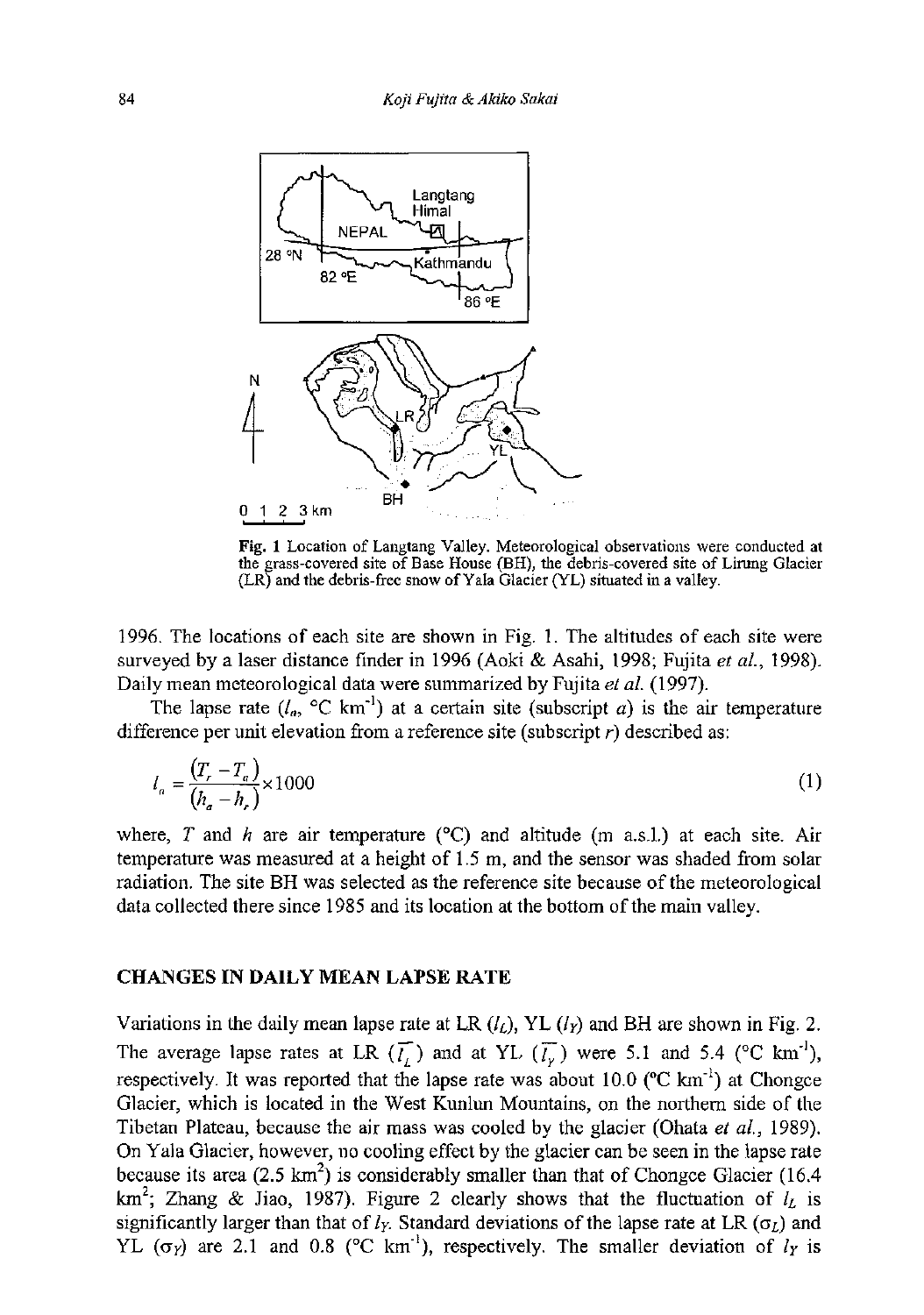Fig. 1 Location of Langtang Valley. Meteorological observations were conducted at the grass-covered site of Base House (BH), the debris-covered site of Lirung Glacier (LR) and the debris-free snow of Yala Glacier (YL) situated in a valley.

1996. The locations of each site are shown in Fig. 1. The altitudes of each site were surveyed by a laser distance finder in 1996 (Aoki & Asahi, 1998; Fujita *et al.*, 1998). Daily mean meteorological data were summarized by Fujita *et al.* (1997).

The lapse rate ($l_a$, °C km$^{-1}$) at a certain site (subscript $a$) is the air temperature difference per unit elevation from a reference site (subscript $r$) described as:

$$l_a = \frac{(T_r - T_a)}{(h_a - h_r)} \times 1000 \tag{1}$$

where, $T$ and $h$ are air temperature (°C) and altitude (m a.s.l.) at each site. Air temperature was measured at a height of 1.5 m, and the sensor was shaded from solar radiation. The site BH was selected as the reference site because of the meteorological data collected there since 1985 and its location at the bottom of the main valley.

## CHANGES IN DAILY MEAN LAPSE RATE

Variations in the daily mean lapse rate at LR ($l_L$), YL ($l_Y$) and BH are shown in Fig. 2. The average lapse rates at LR ($\overline{l_L}$) and at YL ($\overline{l_Y}$) were 5.1 and 5.4 (°C km$^{-1}$), respectively. It was reported that the lapse rate was about 10.0 (°C km$^{-1}$) at Chongce Glacier, which is located in the West Kunlun Mountains, on the northern side of the Tibetan Plateau, because the air mass was cooled by the glacier (Ohata *et al.*, 1989). On Yala Glacier, however, no cooling effect by the glacier can be seen in the lapse rate because its area (2.5 km$^2$) is considerably smaller than that of Chongce Glacier (16.4 km$^2$; Zhang & Jiao, 1987). Figure 2 clearly shows that the fluctuation of $l_L$ is significantly larger than that of $l_Y$. Standard deviations of the lapse rate at LR ($\sigma_L$) and YL ($\sigma_Y$) are 2.1 and 0.8 (°C km$^{-1}$), respectively. The smaller deviation of $l_Y$ is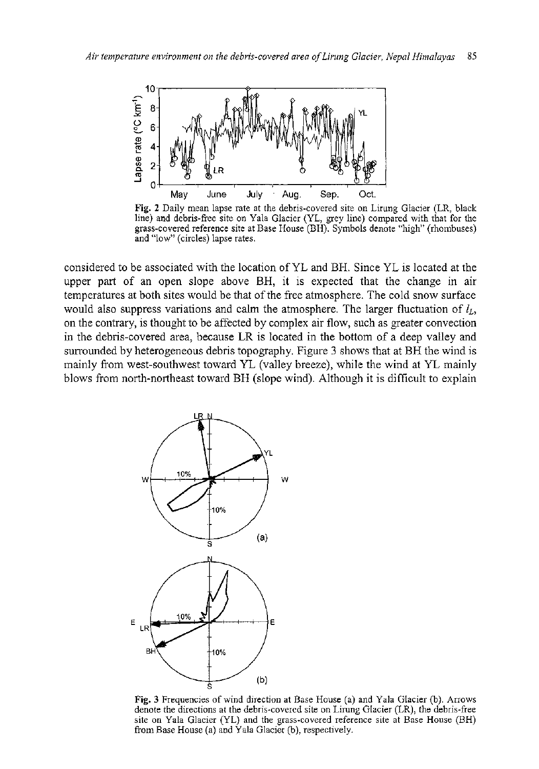Fig. 2 Daily mean lapse rate at the debris-covered site on Lirung Glacier (LR, black line) and debris-free site on Yala Glacier (YL, grey line) compared with that for the grass-covered reference site at Base House (BH). Symbols denote "high" (rhombuses) and "low" (circles) lapse rates.

considered to be associated with the location of YL and BH. Since YL is located at the upper part of an open slope above BH, it is expected that the change in air temperatures at both sites would be that of the free atmosphere. The cold snow surface would also suppress variations and calm the atmosphere. The larger fluctuation of $l_L$, on the contrary, is thought to be affected by complex air flow, such as greater convection in the debris-covered area, because LR is located in the bottom of a deep valley and surrounded by heterogeneous debris topography. Figure 3 shows that at BH the wind is mainly from west-southwest toward YL (valley breeze), while the wind at YL mainly blows from north-northeast toward BH (slope wind). Although it is difficult to explain

Fig. 3 Frequencies of wind direction at Base House (a) and Yala Glacier (b). Arrows denote the directions at the debris-covered site on Lirung Glacier (LR), the debris-free site on Yala Glacier (YL) and the grass-covered reference site at Base House (BH) from Base House (a) and Yala Glacier (b), respectively.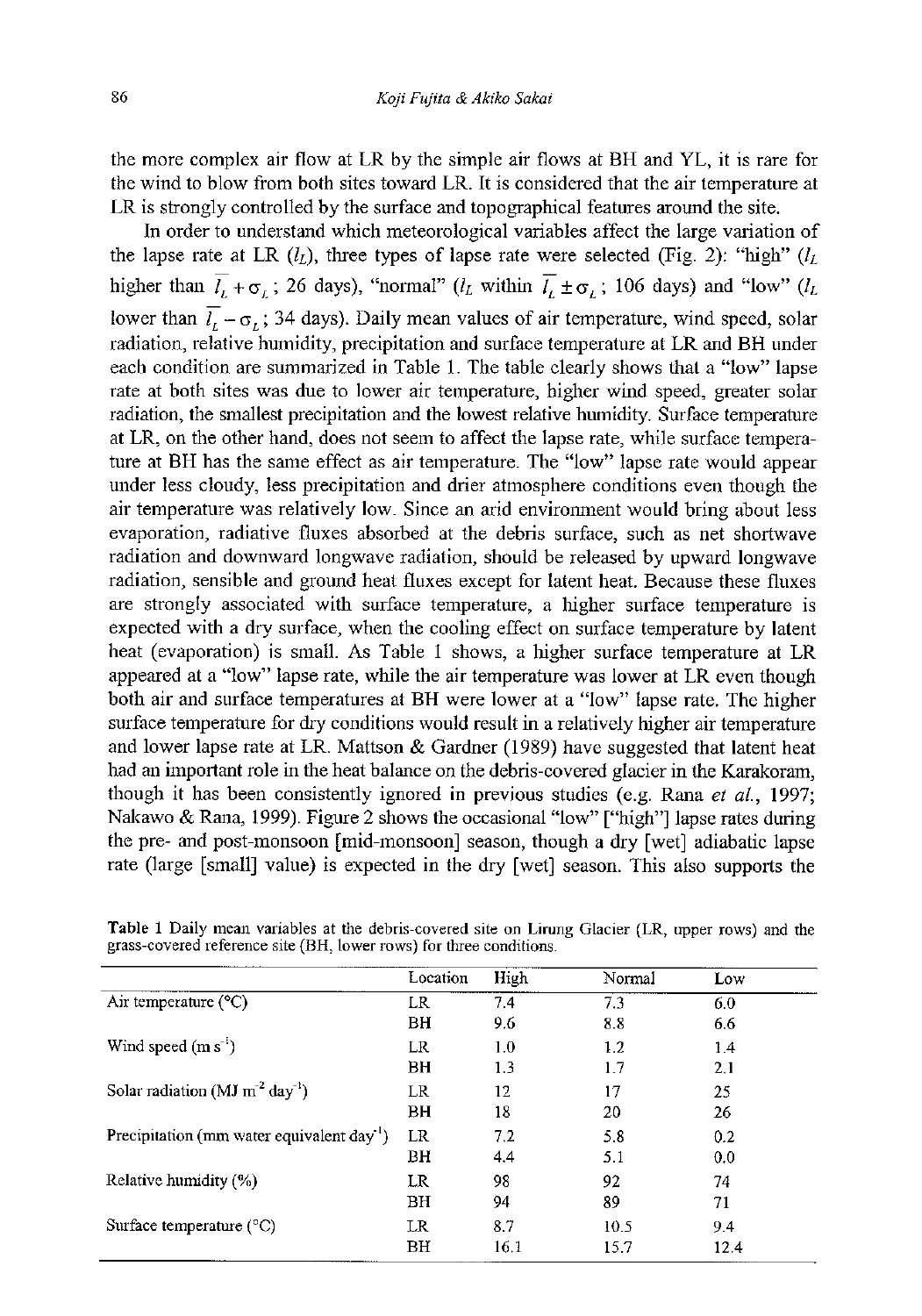the more complex air flow at LR by the simple air flows at BH and YL, it is rare for the wind to blow from both sites toward LR. It is considered that the air temperature at LR is strongly controlled by the surface and topographical features around the site.

In order to understand which meteorological variables affect the large variation of the lapse rate at LR ($l_L$), three types of lapse rate were selected (Fig. 2): "high" ($l_L$ higher than $\overline{l_L} + \sigma_L$; 26 days), "normal" ($l_L$ within $\overline{l_L} \pm \sigma_L$; 106 days) and "low" ($l_L$ lower than $\overline{l_L} - \sigma_L$; 34 days). Daily mean values of air temperature, wind speed, solar radiation, relative humidity, precipitation and surface temperature at LR and BH under each condition are summarized in Table 1. The table clearly shows that a "low" lapse rate at both sites was due to lower air temperature, higher wind speed, greater solar radiation, the smallest precipitation and the lowest relative humidity. Surface temperature at LR, on the other hand, does not seem to affect the lapse rate, while surface temperature at BH has the same effect as air temperature. The "low" lapse rate would appear under less cloudy, less precipitation and drier atmosphere conditions even though the air temperature was relatively low. Since an arid environment would bring about less evaporation, radiative fluxes absorbed at the debris surface, such as net shortwave radiation and downward longwave radiation, should be released by upward longwave radiation, sensible and ground heat fluxes except for latent heat. Because these fluxes are strongly associated with surface temperature, a higher surface temperature is expected with a dry surface, when the cooling effect on surface temperature by latent heat (evaporation) is small. As Table 1 shows, a higher surface temperature at LR appeared at a "low" lapse rate, while the air temperature was lower at LR even though both air and surface temperatures at BH were lower at a "low" lapse rate. The higher surface temperature for dry conditions would result in a relatively higher air temperature and lower lapse rate at LR. Mattson & Gardner (1989) have suggested that latent heat had an important role in the heat balance on the debris-covered glacier in the Karakoram, though it has been consistently ignored in previous studies (e.g. Rana *et al.*, 1997; Nakawo & Rana, 1999). Figure 2 shows the occasional "low" ["high"] lapse rates during the pre- and post-monsoon [mid-monsoon] season, though a dry [wet] adiabatic lapse rate (large [small] value) is expected in the dry [wet] season. This also supports the

**Table 1** Daily mean variables at the debris-covered site on Lirung Glacier (LR, upper rows) and the grass-covered reference site (BH, lower rows) for three conditions.

| | Location | High | Normal | Low |
|---|---|---|---|---|
| Air temperature (°C) | LR | 7.4 | 7.3 | 6.0 |
| | BH | 9.6 | 8.8 | 6.6 |
| Wind speed (m s$^{-1}$) | LR | 1.0 | 1.2 | 1.4 |
| | BH | 1.3 | 1.7 | 2.1 |
| Solar radiation (MJ m$^{-2}$ day$^{-1}$) | LR | 12 | 17 | 25 |
| | BH | 18 | 20 | 26 |
| Precipitation (mm water equivalent day$^{-1}$) | LR | 7.2 | 5.8 | 0.2 |
| | BH | 4.4 | 5.1 | 0.0 |
| Relative humidity (%) | LR | 98 | 92 | 74 |
| | BH | 94 | 89 | 71 |
| Surface temperature (°C) | LR | 8.7 | 10.5 | 9.4 |
| | BH | 16.1 | 15.7 | 12.4 |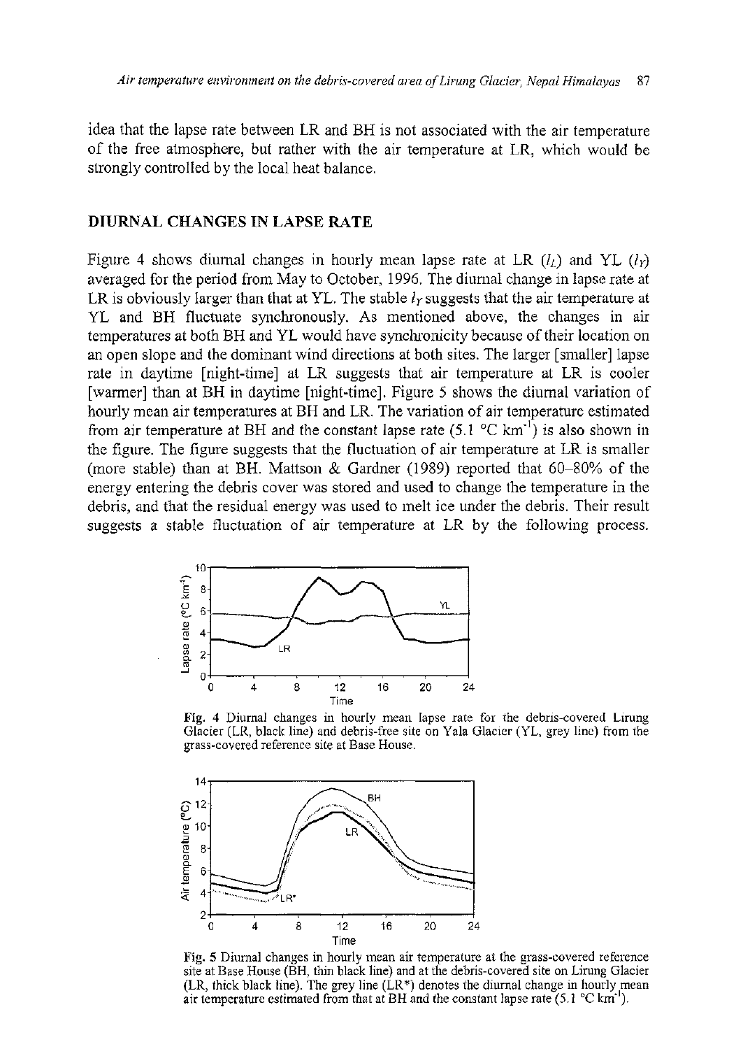idea that the lapse rate between LR and BH is not associated with the air temperature of the free atmosphere, but rather with the air temperature at LR, which would be strongly controlled by the local heat balance.

## DIURNAL CHANGES IN LAPSE RATE

Figure 4 shows diurnal changes in hourly mean lapse rate at LR ($l_L$) and YL ($l_Y$) averaged for the period from May to October, 1996. The diurnal change in lapse rate at LR is obviously larger than that at YL. The stable $l_Y$ suggests that the air temperature at YL and BH fluctuate synchronously. As mentioned above, the changes in air temperatures at both BH and YL would have synchronicity because of their location on an open slope and the dominant wind directions at both sites. The larger [smaller] lapse rate in daytime [night-time] at LR suggests that air temperature at LR is cooler [warmer] than at BH in daytime [night-time]. Figure 5 shows the diurnal variation of hourly mean air temperatures at BH and LR. The variation of air temperature estimated from air temperature at BH and the constant lapse rate (5.1 °C km$^{-1}$) is also shown in the figure. The figure suggests that the fluctuation of air temperature at LR is smaller (more stable) than at BH. Mattson & Gardner (1989) reported that 60–80% of the energy entering the debris cover was stored and used to change the temperature in the debris, and that the residual energy was used to melt ice under the debris. Their result suggests a stable fluctuation of air temperature at LR by the following process.

**Fig. 4** Diurnal changes in hourly mean lapse rate for the debris-covered Lirung Glacier (LR, black line) and debris-free site on Yala Glacier (YL, grey line) from the grass-covered reference site at Base House.

**Fig. 5** Diurnal changes in hourly mean air temperature at the grass-covered reference site at Base House (BH, thin black line) and at the debris-covered site on Lirung Glacier (LR, thick black line). The grey line (LR*) denotes the diurnal change in hourly mean air temperature estimated from that at BH and the constant lapse rate (5.1 °C km$^{-1}$).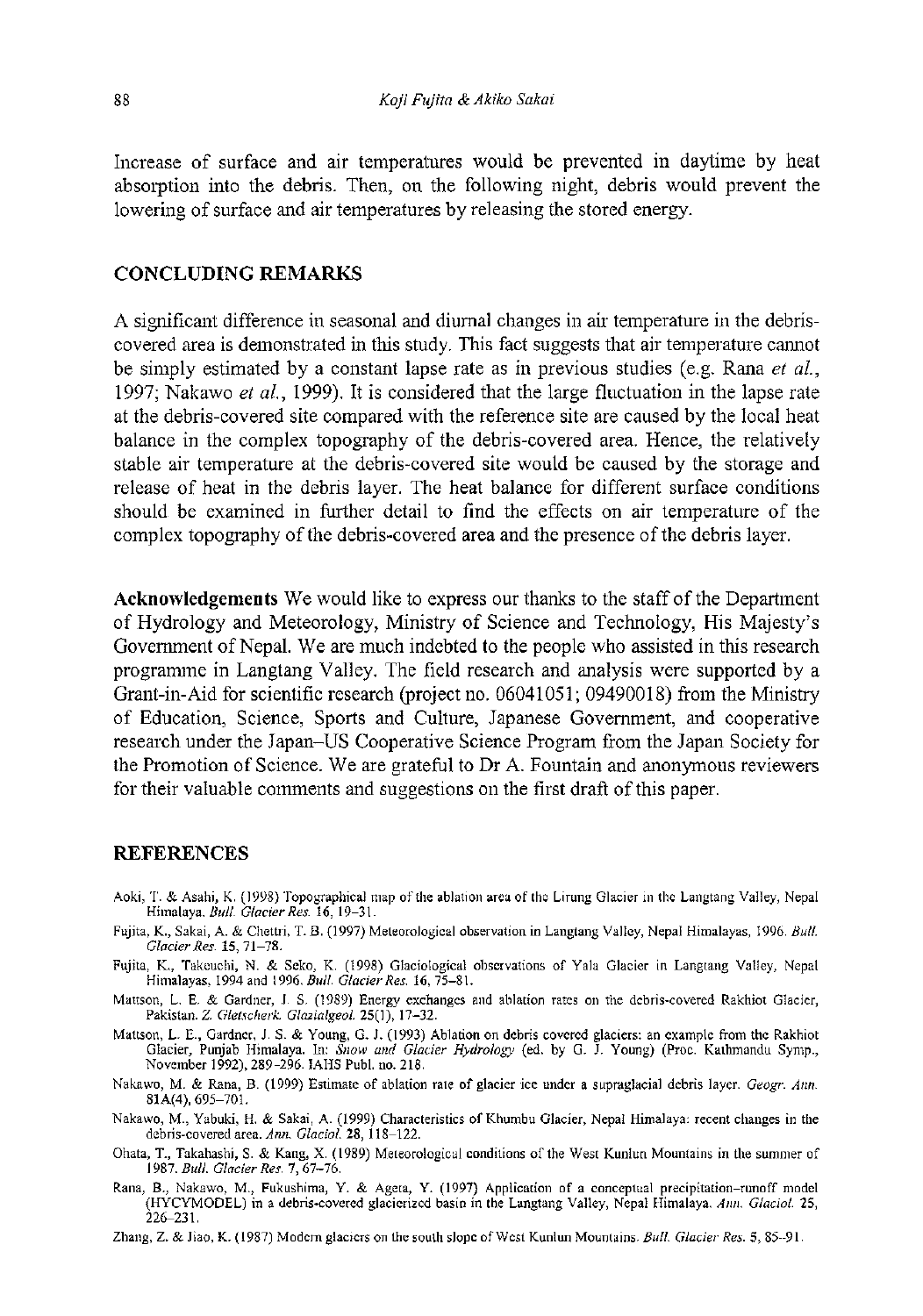Increase of surface and air temperatures would be prevented in daytime by heat absorption into the debris. Then, on the following night, debris would prevent the lowering of surface and air temperatures by releasing the stored energy.

## CONCLUDING REMARKS

A significant difference in seasonal and diurnal changes in air temperature in the debris-covered area is demonstrated in this study. This fact suggests that air temperature cannot be simply estimated by a constant lapse rate as in previous studies (e.g. Rana *et al.*, 1997; Nakawo *et al.*, 1999). It is considered that the large fluctuation in the lapse rate at the debris-covered site compared with the reference site are caused by the local heat balance in the complex topography of the debris-covered area. Hence, the relatively stable air temperature at the debris-covered site would be caused by the storage and release of heat in the debris layer. The heat balance for different surface conditions should be examined in further detail to find the effects on air temperature of the complex topography of the debris-covered area and the presence of the debris layer.

**Acknowledgements** We would like to express our thanks to the staff of the Department of Hydrology and Meteorology, Ministry of Science and Technology, His Majesty's Government of Nepal. We are much indebted to the people who assisted in this research programme in Langtang Valley. The field research and analysis were supported by a Grant-in-Aid for scientific research (project no. 06041051; 09490018) from the Ministry of Education, Science, Sports and Culture, Japanese Government, and cooperative research under the Japan–US Cooperative Science Program from the Japan Society for the Promotion of Science. We are grateful to Dr A. Fountain and anonymous reviewers for their valuable comments and suggestions on the first draft of this paper.

## REFERENCES

Aoki, T. & Asahi, K. (1998) Topographical map of the ablation area of the Lirung Glacier in the Langtang Valley, Nepal Himalaya. *Bull. Glacier Res.* 16, 19–31.

Fujita, K., Sakai, A. & Chettri, T. B. (1997) Meteorological observation in Langtang Valley, Nepal Himalayas, 1996. *Bull. Glacier Res.* 15, 71–78.

Fujita, K., Takeuchi, N. & Seko, K. (1998) Glaciological observations of Yala Glacier in Langtang Valley, Nepal Himalayas, 1994 and 1996. *Bull. Glacier Res.* 16, 75–81.

Mattson, L. E. & Gardner, J. S. (1989) Energy exchanges and ablation rates on the debris-covered Rakhiot Glacier, Pakistan. *Z. Gletscherk. Glazialgeol.* 25(1), 17–32.

Mattson, L. E., Gardner, J. S. & Young, G. J. (1993) Ablation on debris covered glaciers: an example from the Rakhiot Glacier, Punjab Himalaya. In: *Snow and Glacier Hydrology* (ed. by G. J. Young) (Proc. Kathmandu Symp., November 1992), 289–296. IAHS Publ. no. 218.

Nakawo, M. & Rana, B. (1999) Estimate of ablation rate of glacier ice under a supraglacial debris layer. *Geogr. Ann.* 81A(4), 695–701.

Nakawo, M., Yabuki, H. & Sakai, A. (1999) Characteristics of Khumbu Glacier, Nepal Himalaya: recent changes in the debris-covered area. *Ann. Glaciol.* 28, 118–122.

Ohata, T., Takahashi, S. & Kang, X. (1989) Meteorological conditions of the West Kunlun Mountains in the summer of 1987. *Bull. Glacier Res.* 7, 67–76.

Rana, B., Nakawo, M., Fukushima, Y. & Ageta, Y. (1997) Application of a conceptual precipitation–runoff model (HYCYMODEL) in a debris-covered glacierized basin in the Langtang Valley, Nepal Himalaya. *Ann. Glaciol.* 25, 226–231.

Zhang, Z. & Jiao, K. (1987) Modern glaciers on the south slope of West Kunlun Mountains. *Bull. Glacier Res.* 5, 85–91.